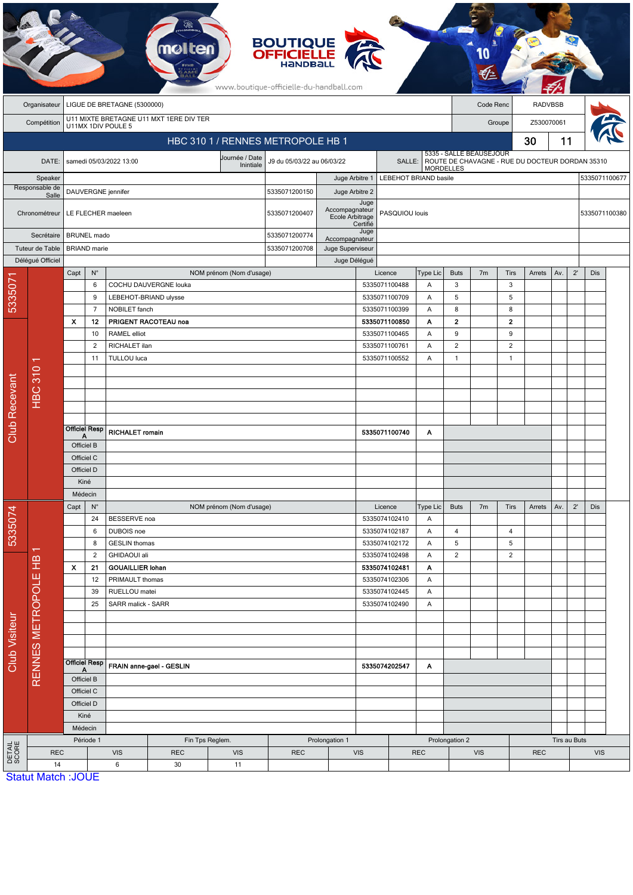BOUTIQUE OFFICIELLE HANDBALL

www.boutique-officielle-du-handball.com

| | | | |
|---|---|---|---|
| Organisateur | LIGUE DE BRETAGNE (5300000) | Code Renc | RADVBSB |
| Compétition | U11 MIXTE BRETAGNE U11 MXT 1ERE DIV TER U11MX 1DIV POULE 5 | Groupe | Z530070061 |

## HBC 310 1 / RENNES METROPOLE HB 1 — 30 / 11

| | | | | | |
|---|---|---|---|---|---|
| DATE: | samedi 05/03/2022 13:00 | Journée / Date Inintiale | J9 du 05/03/22 au 06/03/22 | SALLE: | 5335 - SALLE BEAUSEJOUR ROUTE DE CHAVAGNE - RUE DU DOCTEUR DORDAN 35310 MORDELLES |

| | | | | | |
|---|---|---|---|---|---|
| Speaker | | | Juge Arbitre 1 | LEBEHOT BRIAND basile | 5335071100677 |
| Responsable de Salle | DAUVERGNE jennifer | 5335071200150 | Juge Arbitre 2 | | |
| Chronométreur | LE FLECHER maeleen | 5335071200407 | Juge Accompagnateur Ecole Arbitrage Certifié | PASQUIOU louis | 5335071100380 |
| Secrétaire | BRUNEL mado | 5335071200774 | Juge Accompagnateur | | |
| Tuteur de Table | BRIAND marie | 5335071200708 | Juge Superviseur | | |
| Délégué Officiel | | | Juge Délégué | | |

### Club Recevant — 5335071 — HBC 310 1

| Capt | N° | NOM prénom (Nom d'usage) | Licence | Type Lic | Buts | 7m | Tirs | Arrets | Av. | 2' | Dis |
|---|---|---|---|---|---|---|---|---|---|---|---|
| | 6 | COCHU DAUVERGNE louka | 5335071100488 | A | 3 | | 3 | | | | |
| | 9 | LEBEHOT-BRIAND ulysse | 5335071100709 | A | 5 | | 5 | | | | |
| | 7 | NOBILET fanch | 5335071100399 | A | 8 | | 8 | | | | |
| X | 12 | **PRIGENT RACOTEAU noa** | **5335071100850** | **A** | **2** | | **2** | | | | |
| | 10 | RAMEL elliot | 5335071100465 | A | 9 | | 9 | | | | |
| | 2 | RICHALET ilan | 5335071100761 | A | 2 | | 2 | | | | |
| | 11 | TULLOU luca | 5335071100552 | A | 1 | | 1 | | | | |
| Officiel Resp A | | **RICHALET romain** | **5335071100740** | **A** | | | | | | | |
| Officiel B | | | | | | | | | | | |
| Officiel C | | | | | | | | | | | |
| Officiel D | | | | | | | | | | | |
| Kiné | | | | | | | | | | | |
| Médecin | | | | | | | | | | | |

### Club Visiteur — 5335074 — RENNES METROPOLE HB 1

| Capt | N° | NOM prénom (Nom d'usage) | Licence | Type Lic | Buts | 7m | Tirs | Arrets | Av. | 2' | Dis |
|---|---|---|---|---|---|---|---|---|---|---|---|
| | 24 | BESSERVE noa | 5335074102410 | A | | | | | | | |
| | 6 | DUBOIS noe | 5335074102187 | A | 4 | | 4 | | | | |
| | 8 | GESLIN thomas | 5335074102172 | A | 5 | | 5 | | | | |
| | 2 | GHIDAOUI ali | 5335074102498 | A | 2 | | 2 | | | | |
| X | 21 | **GOUAILLIER lohan** | **5335074102481** | **A** | | | | | | | |
| | 12 | PRIMAULT thomas | 5335074102306 | A | | | | | | | |
| | 39 | RUELLOU matei | 5335074102445 | A | | | | | | | |
| | 25 | SARR malick - SARR | 5335074102490 | A | | | | | | | |
| Officiel Resp A | | **FRAIN anne-gael - GESLIN** | **5335074202547** | **A** | | | | | | | |
| Officiel B | | | | | | | | | | | |
| Officiel C | | | | | | | | | | | |
| Officiel D | | | | | | | | | | | |
| Kiné | | | | | | | | | | | |
| Médecin | | | | | | | | | | | |

### DETAIL SCORE

| Période 1 | | Fin Tps Reglem. | | Prolongation 1 | | Prolongation 2 | | Tirs au Buts | |
|---|---|---|---|---|---|---|---|---|---|
| REC | VIS | REC | VIS | REC | VIS | REC | VIS | REC | VIS |
| 14 | 6 | 30 | 11 | | | | | | |

Statut Match :JOUE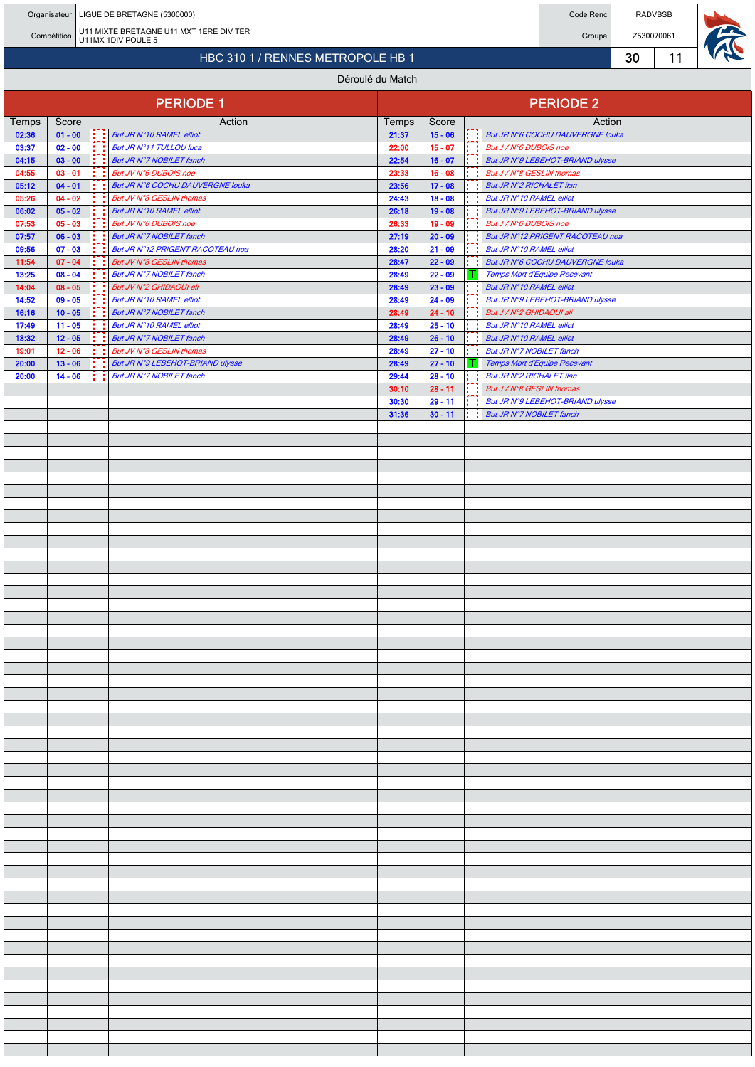| Organisateur | LIGUE DE BRETAGNE (5300000) | Code Renc | RADVBSB |
| --- | --- | --- | --- |
| Compétition | U11 MIXTE BRETAGNE U11 MXT 1ERE DIV TER U11MX 1DIV POULE 5 | Groupe | Z530070061 |

## HBC 310 1 / RENNES METROPOLE HB 1 — 30 — 11

### Déroulé du Match

| PERIODE 1 | | | PERIODE 2 | | |
| --- | --- | --- | --- | --- | --- |
| Temps | Score | Action | Temps | Score | Action |
| 02:36 | 01 - 00 | But JR N°10 RAMEL elliot | 21:37 | 15 - 06 | But JR N°6 COCHU DAUVERGNE louka |
| 03:37 | 02 - 00 | But JR N°11 TULLOU luca | 22:00 | 15 - 07 | But JV N°6 DUBOIS noe |
| 04:15 | 03 - 00 | But JR N°7 NOBILET fanch | 22:54 | 16 - 07 | But JR N°9 LEBEHOT-BRIAND ulysse |
| 04:55 | 03 - 01 | But JV N°6 DUBOIS noe | 23:33 | 16 - 08 | But JV N°8 GESLIN thomas |
| 05:12 | 04 - 01 | But JR N°6 COCHU DAUVERGNE louka | 23:56 | 17 - 08 | But JR N°2 RICHALET ilan |
| 05:26 | 04 - 02 | But JV N°8 GESLIN thomas | 24:43 | 18 - 08 | But JR N°10 RAMEL elliot |
| 06:02 | 05 - 02 | But JR N°10 RAMEL elliot | 26:18 | 19 - 08 | But JR N°9 LEBEHOT-BRIAND ulysse |
| 07:53 | 05 - 03 | But JV N°6 DUBOIS noe | 26:33 | 19 - 09 | But JV N°6 DUBOIS noe |
| 07:57 | 06 - 03 | But JR N°7 NOBILET fanch | 27:19 | 20 - 09 | But JR N°12 PRIGENT RACOTEAU noa |
| 09:56 | 07 - 03 | But JR N°12 PRIGENT RACOTEAU noa | 28:20 | 21 - 09 | But JR N°10 RAMEL elliot |
| 11:54 | 07 - 04 | But JV N°8 GESLIN thomas | 28:47 | 22 - 09 | But JR N°6 COCHU DAUVERGNE louka |
| 13:25 | 08 - 04 | But JR N°7 NOBILET fanch | 28:49 | 22 - 09 | Temps Mort d'Equipe Recevant |
| 14:04 | 08 - 05 | But JV N°2 GHIDAOUI ali | 28:49 | 23 - 09 | But JR N°10 RAMEL elliot |
| 14:52 | 09 - 05 | But JR N°10 RAMEL elliot | 28:49 | 24 - 09 | But JR N°9 LEBEHOT-BRIAND ulysse |
| 16:16 | 10 - 05 | But JR N°7 NOBILET fanch | 28:49 | 24 - 10 | But JV N°2 GHIDAOUI ali |
| 17:49 | 11 - 05 | But JR N°10 RAMEL elliot | 28:49 | 25 - 10 | But JR N°10 RAMEL elliot |
| 18:32 | 12 - 05 | But JR N°7 NOBILET fanch | 28:49 | 26 - 10 | But JR N°10 RAMEL elliot |
| 19:01 | 12 - 06 | But JV N°8 GESLIN thomas | 28:49 | 27 - 10 | But JR N°7 NOBILET fanch |
| 20:00 | 13 - 06 | But JR N°9 LEBEHOT-BRIAND ulysse | 28:49 | 27 - 10 | Temps Mort d'Equipe Recevant |
| 20:00 | 14 - 06 | But JR N°7 NOBILET fanch | 29:44 | 28 - 10 | But JR N°2 RICHALET ilan |
| | | | 30:10 | 28 - 11 | But JV N°8 GESLIN thomas |
| | | | 30:30 | 29 - 11 | But JR N°9 LEBEHOT-BRIAND ulysse |
| | | | 31:36 | 30 - 11 | But JR N°7 NOBILET fanch |